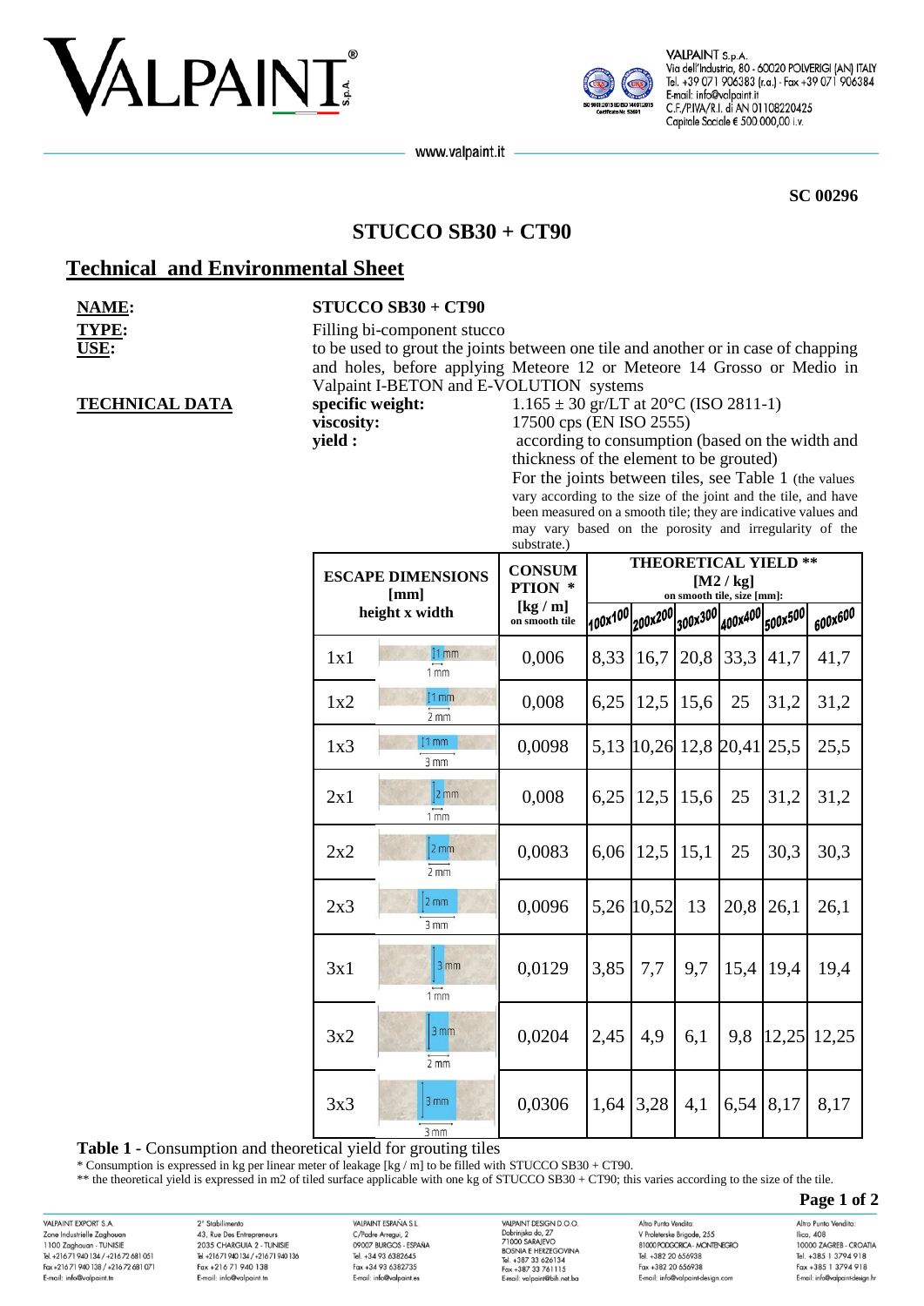SC 00296

# STUCCO SB30 + CT90

## Technical and Environmental Sheet

**NAME:** **STUCCO SB30 + CT90**

**TYPE:** Filling bi-component stucco

**USE:** to be used to grout the joints between one tile and another or in case of chapping and holes, before applying Meteore 12 or Meteore 14 Grosso or Medio in Valpaint I-BETON and E-VOLUTION systems

**TECHNICAL DATA**

**specific weight:** 1.165 ± 30 gr/LT at 20°C (ISO 2811-1)

**viscosity:** 17500 cps (EN ISO 2555)

**yield :** according to consumption (based on the width and thickness of the element to be grouted)

For the joints between tiles, see Table 1 (the values vary according to the size of the joint and the tile, and have been measured on a smooth tile; they are indicative values and may vary based on the porosity and irregularity of the substrate.)

| ESCAPE DIMENSIONS [mm] height x width | | CONSUMPTION * [kg / m] on smooth tile | THEORETICAL YIELD ** [M2 / kg] on smooth tile, size [mm]: | | | | | |
|---|---|---|---|---|---|---|---|---|
| | | | 100x100 | 200x200 | 300x300 | 400x400 | 500x500 | 600x600 |
| 1x1 | 1 mm / 1 mm | 0,006 | 8,33 | 16,7 | 20,8 | 33,3 | 41,7 | 41,7 |
| 1x2 | 1 mm / 2 mm | 0,008 | 6,25 | 12,5 | 15,6 | 25 | 31,2 | 31,2 |
| 1x3 | 1 mm / 3 mm | 0,0098 | 5,13 | 10,26 | 12,8 | 20,41 | 25,5 | 25,5 |
| 2x1 | 2 mm / 1 mm | 0,008 | 6,25 | 12,5 | 15,6 | 25 | 31,2 | 31,2 |
| 2x2 | 2 mm / 2 mm | 0,0083 | 6,06 | 12,5 | 15,1 | 25 | 30,3 | 30,3 |
| 2x3 | 2 mm / 3 mm | 0,0096 | 5,26 | 10,52 | 13 | 20,8 | 26,1 | 26,1 |
| 3x1 | 3 mm / 1 mm | 0,0129 | 3,85 | 7,7 | 9,7 | 15,4 | 19,4 | 19,4 |
| 3x2 | 3 mm / 2 mm | 0,0204 | 2,45 | 4,9 | 6,1 | 9,8 | 12,25 | 12,25 |
| 3x3 | 3 mm / 3 mm | 0,0306 | 1,64 | 3,28 | 4,1 | 6,54 | 8,17 | 8,17 |

**Table 1 -** Consumption and theoretical yield for grouting tiles

\* Consumption is expressed in kg per linear meter of leakage [kg / m] to be filled with STUCCO SB30 + CT90.

\** the theoretical yield is expressed in m2 of tiled surface applicable with one kg of STUCCO SB30 + CT90; this varies according to the size of the tile.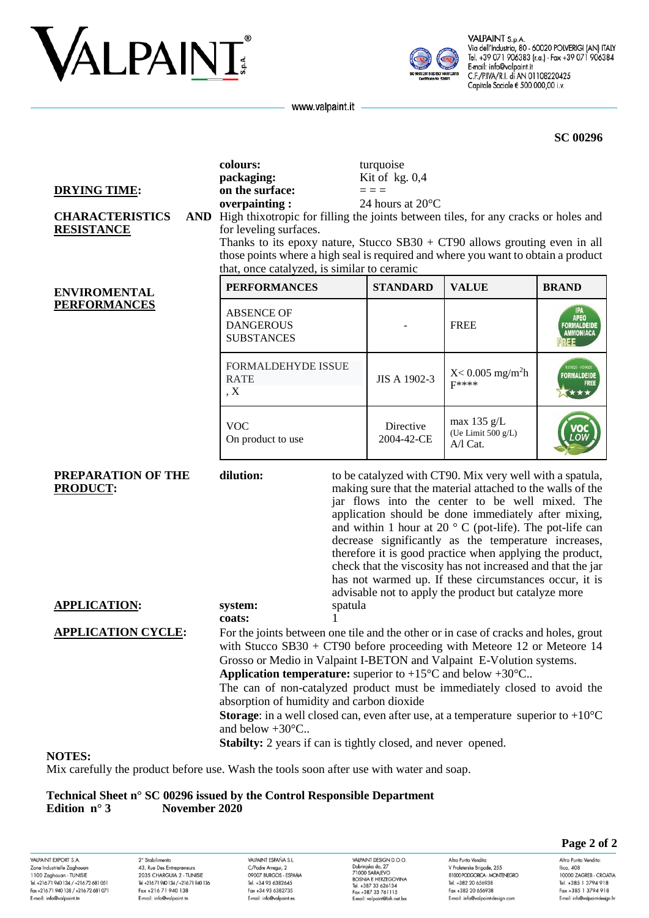SC 00296

| | | |
|---|---|---|
| | **colours:** | turquoise |
| | **packaging:** | Kit of kg. 0,4 |
| **DRYING TIME:** | **on the surface:** | = = = |
| | **overpainting :** | 24 hours at 20°C |

**CHARACTERISTICS AND RESISTANCE**

High thixotropic for filling the joints between tiles, for any cracks or holes and for leveling surfaces.
Thanks to its epoxy nature, Stucco SB30 + CT90 allows grouting even in all those points where a high seal is required and where you want to obtain a product that, once catalyzed, is similar to ceramic

**ENVIROMENTAL PERFORMANCES**

| PERFORMANCES | STANDARD | VALUE | BRAND |
|---|---|---|---|
| ABSENCE OF DANGEROUS SUBSTANCES | - | FREE | IPA APEO FORMALDEIDE AMMONIACA FREE |
| FORMALDEHYDE ISSUE RATE , X | JIS A 1902-3 | X< 0.005 $mg/m^2h$ F**** | FORMALDEIDE FREE |
| VOC On product to use | Directive 2004-42-CE | max 135 g/L (Ue Limit 500 g/L) A/l Cat. | VOC LOW |

**PREPARATION OF THE PRODUCT:**

**dilution:** to be catalyzed with CT90. Mix very well with a spatula, making sure that the material attached to the walls of the jar flows into the center to be well mixed. The application should be done immediately after mixing, and within 1 hour at 20 ° C (pot-life). The pot-life can decrease significantly as the temperature increases, therefore it is good practice when applying the product, check that the viscosity has not increased and that the jar has not warmed up. If these circumstances occur, it is advisable not to apply the product but catalyze more

**APPLICATION:**

**system:** spatula
**coats:** 1

**APPLICATION CYCLE:**

For the joints between one tile and the other or in case of cracks and holes, grout with Stucco SB30 + CT90 before proceeding with Meteore 12 or Meteore 14 Grosso or Medio in Valpaint I-BETON and Valpaint E-Volution systems.
**Application temperature:** superior to +15°C and below +30°C..
The can of non-catalyzed product must be immediately closed to avoid the absorption of humidity and carbon dioxide
**Storage**: in a well closed can, even after use, at a temperature superior to +10°C and below +30°C..
**Stabilty:** 2 years if can is tightly closed, and never opened.

**NOTES:**
Mix carefully the product before use. Wash the tools soon after use with water and soap.

**Technical Sheet n° SC 00296 issued by the Control Responsible Department**
**Edition n° 3 November 2020**